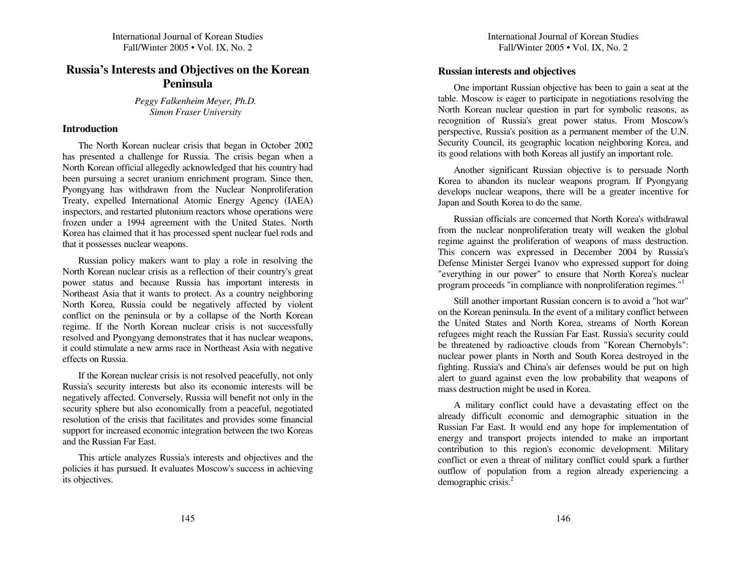# Russia's Interests and Objectives on the Korean Peninsula

*Peggy Falkenheim Meyer, Ph.D.*
*Simon Fraser University*

## Introduction

The North Korean nuclear crisis that began in October 2002 has presented a challenge for Russia. The crisis began when a North Korean official allegedly acknowledged that his country had been pursuing a secret uranium enrichment program. Since then, Pyongyang has withdrawn from the Nuclear Nonproliferation Treaty, expelled International Atomic Energy Agency (IAEA) inspectors, and restarted plutonium reactors whose operations were frozen under a 1994 agreement with the United States. North Korea has claimed that it has processed spent nuclear fuel rods and that it possesses nuclear weapons.

Russian policy makers want to play a role in resolving the North Korean nuclear crisis as a reflection of their country's great power status and because Russia has important interests in Northeast Asia that it wants to protect. As a country neighboring North Korea, Russia could be negatively affected by violent conflict on the peninsula or by a collapse of the North Korean regime. If the North Korean nuclear crisis is not successfully resolved and Pyongyang demonstrates that it has nuclear weapons, it could stimulate a new arms race in Northeast Asia with negative effects on Russia.

If the Korean nuclear crisis is not resolved peacefully, not only Russia's security interests but also its economic interests will be negatively affected. Conversely, Russia will benefit not only in the security sphere but also economically from a peaceful, negotiated resolution of the crisis that facilitates and provides some financial support for increased economic integration between the two Koreas and the Russian Far East.

This article analyzes Russia's interests and objectives and the policies it has pursued. It evaluates Moscow's success in achieving its objectives.

## Russian interests and objectives

One important Russian objective has been to gain a seat at the table. Moscow is eager to participate in negotiations resolving the North Korean nuclear question in part for symbolic reasons, as recognition of Russia's great power status. From Moscow's perspective, Russia's position as a permanent member of the U.N. Security Council, its geographic location neighboring Korea, and its good relations with both Koreas all justify an important role.

Another significant Russian objective is to persuade North Korea to abandon its nuclear weapons program. If Pyongyang develops nuclear weapons, there will be a greater incentive for Japan and South Korea to do the same.

Russian officials are concerned that North Korea's withdrawal from the nuclear nonproliferation treaty will weaken the global regime against the proliferation of weapons of mass destruction. This concern was expressed in December 2004 by Russia's Defense Minister Sergei Ivanov who expressed support for doing "everything in our power" to ensure that North Korea's nuclear program proceeds "in compliance with nonproliferation regimes."[1]

Still another important Russian concern is to avoid a "hot war" on the Korean peninsula. In the event of a military conflict between the United States and North Korea, streams of North Korean refugees might reach the Russian Far East. Russia's security could be threatened by radioactive clouds from "Korean Chernobyls": nuclear power plants in North and South Korea destroyed in the fighting. Russia's and China's air defenses would be put on high alert to guard against even the low probability that weapons of mass destruction might be used in Korea.

A military conflict could have a devastating effect on the already difficult economic and demographic situation in the Russian Far East. It would end any hope for implementation of energy and transport projects intended to make an important contribution to this region's economic development. Military conflict or even a threat of military conflict could spark a further outflow of population from a region already experiencing a demographic crisis.[2]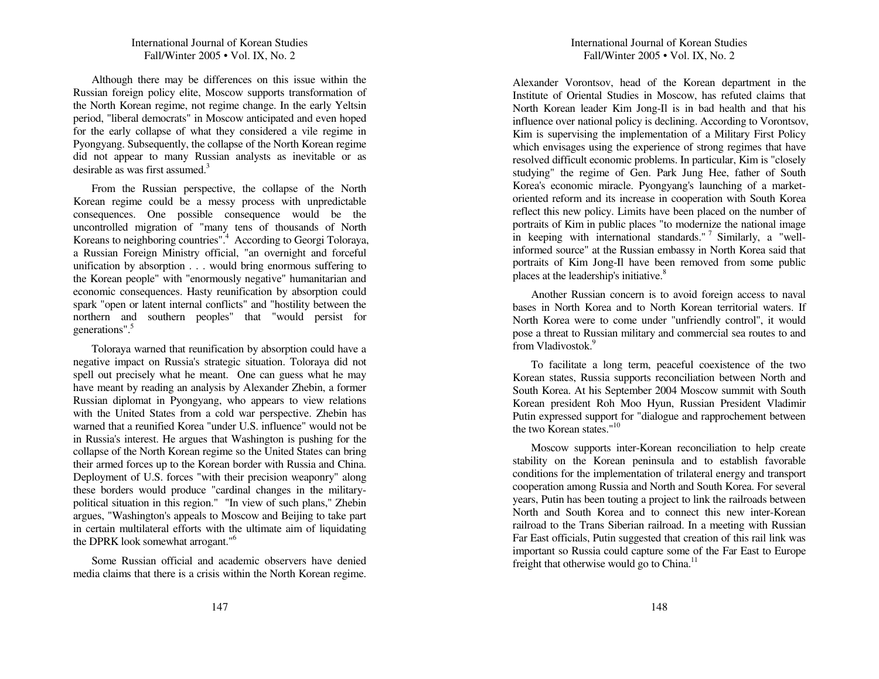Although there may be differences on this issue within the Russian foreign policy elite, Moscow supports transformation of the North Korean regime, not regime change. In the early Yeltsin period, "liberal democrats" in Moscow anticipated and even hoped for the early collapse of what they considered a vile regime in Pyongyang. Subsequently, the collapse of the North Korean regime did not appear to many Russian analysts as inevitable or as desirable as was first assumed.[3]

From the Russian perspective, the collapse of the North Korean regime could be a messy process with unpredictable consequences. One possible consequence would be the uncontrolled migration of "many tens of thousands of North Koreans to neighboring countries".[4] According to Georgi Toloraya, a Russian Foreign Ministry official, "an overnight and forceful unification by absorption . . . would bring enormous suffering to the Korean people" with "enormously negative" humanitarian and economic consequences. Hasty reunification by absorption could spark "open or latent internal conflicts" and "hostility between the northern and southern peoples" that "would persist for generations".[5]

Toloraya warned that reunification by absorption could have a negative impact on Russia's strategic situation. Toloraya did not spell out precisely what he meant. One can guess what he may have meant by reading an analysis by Alexander Zhebin, a former Russian diplomat in Pyongyang, who appears to view relations with the United States from a cold war perspective. Zhebin has warned that a reunified Korea "under U.S. influence" would not be in Russia's interest. He argues that Washington is pushing for the collapse of the North Korean regime so the United States can bring their armed forces up to the Korean border with Russia and China. Deployment of U.S. forces "with their precision weaponry" along these borders would produce "cardinal changes in the military-political situation in this region." "In view of such plans," Zhebin argues, "Washington's appeals to Moscow and Beijing to take part in certain multilateral efforts with the ultimate aim of liquidating the DPRK look somewhat arrogant."[6]

Some Russian official and academic observers have denied media claims that there is a crisis within the North Korean regime. Alexander Vorontsov, head of the Korean department in the Institute of Oriental Studies in Moscow, has refuted claims that North Korean leader Kim Jong-Il is in bad health and that his influence over national policy is declining. According to Vorontsov, Kim is supervising the implementation of a Military First Policy which envisages using the experience of strong regimes that have resolved difficult economic problems. In particular, Kim is "closely studying" the regime of Gen. Park Jung Hee, father of South Korea's economic miracle. Pyongyang's launching of a market-oriented reform and its increase in cooperation with South Korea reflect this new policy. Limits have been placed on the number of portraits of Kim in public places "to modernize the national image in keeping with international standards."[7] Similarly, a "well-informed source" at the Russian embassy in North Korea said that portraits of Kim Jong-Il have been removed from some public places at the leadership's initiative.[8]

Another Russian concern is to avoid foreign access to naval bases in North Korea and to North Korean territorial waters. If North Korea were to come under "unfriendly control", it would pose a threat to Russian military and commercial sea routes to and from Vladivostok.[9]

To facilitate a long term, peaceful coexistence of the two Korean states, Russia supports reconciliation between North and South Korea. At his September 2004 Moscow summit with South Korean president Roh Moo Hyun, Russian President Vladimir Putin expressed support for "dialogue and rapprochement between the two Korean states."[10]

Moscow supports inter-Korean reconciliation to help create stability on the Korean peninsula and to establish favorable conditions for the implementation of trilateral energy and transport cooperation among Russia and North and South Korea. For several years, Putin has been touting a project to link the railroads between North and South Korea and to connect this new inter-Korean railroad to the Trans Siberian railroad. In a meeting with Russian Far East officials, Putin suggested that creation of this rail link was important so Russia could capture some of the Far East to Europe freight that otherwise would go to China.[11]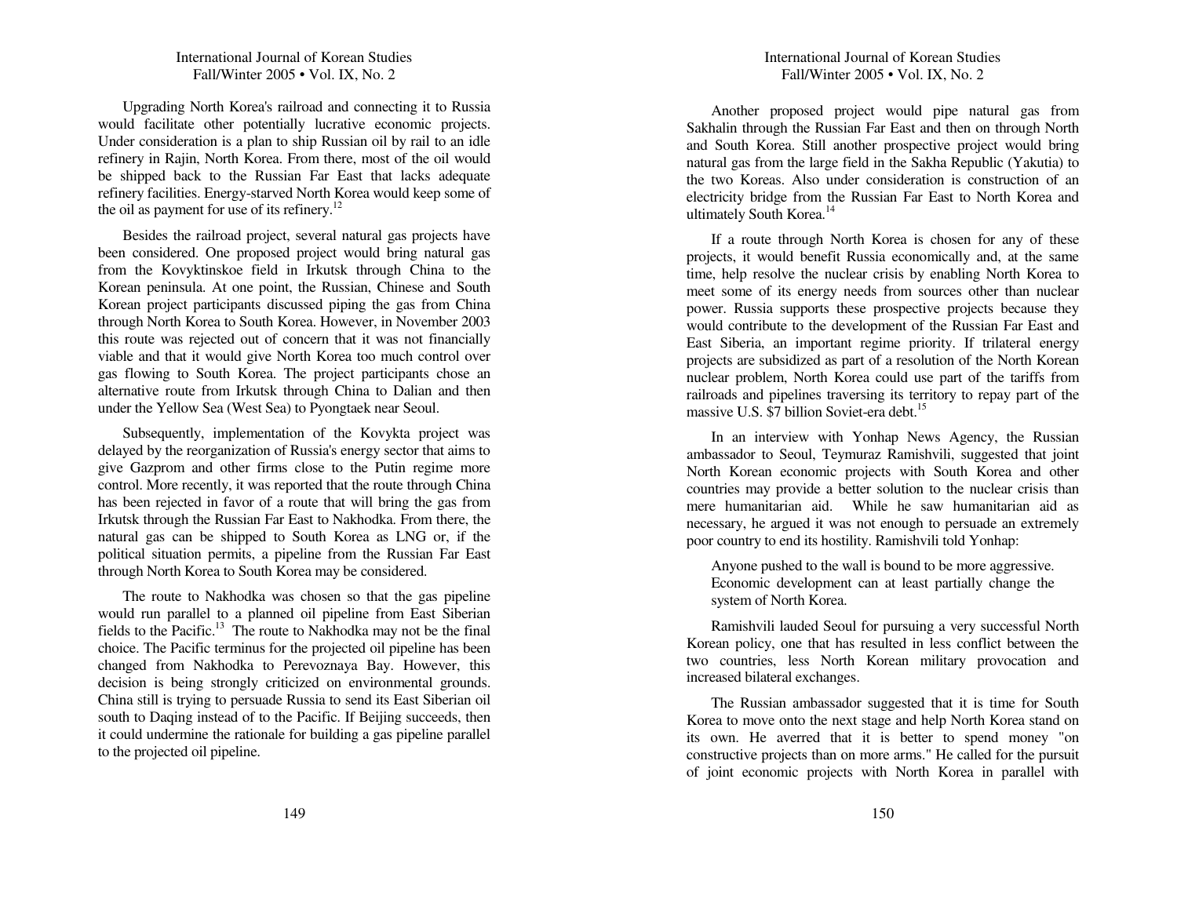Upgrading North Korea's railroad and connecting it to Russia would facilitate other potentially lucrative economic projects. Under consideration is a plan to ship Russian oil by rail to an idle refinery in Rajin, North Korea. From there, most of the oil would be shipped back to the Russian Far East that lacks adequate refinery facilities. Energy-starved North Korea would keep some of the oil as payment for use of its refinery.[12]

Besides the railroad project, several natural gas projects have been considered. One proposed project would bring natural gas from the Kovyktinskoe field in Irkutsk through China to the Korean peninsula. At one point, the Russian, Chinese and South Korean project participants discussed piping the gas from China through North Korea to South Korea. However, in November 2003 this route was rejected out of concern that it was not financially viable and that it would give North Korea too much control over gas flowing to South Korea. The project participants chose an alternative route from Irkutsk through China to Dalian and then under the Yellow Sea (West Sea) to Pyongtaek near Seoul.

Subsequently, implementation of the Kovykta project was delayed by the reorganization of Russia's energy sector that aims to give Gazprom and other firms close to the Putin regime more control. More recently, it was reported that the route through China has been rejected in favor of a route that will bring the gas from Irkutsk through the Russian Far East to Nakhodka. From there, the natural gas can be shipped to South Korea as LNG or, if the political situation permits, a pipeline from the Russian Far East through North Korea to South Korea may be considered.

The route to Nakhodka was chosen so that the gas pipeline would run parallel to a planned oil pipeline from East Siberian fields to the Pacific.[13] The route to Nakhodka may not be the final choice. The Pacific terminus for the projected oil pipeline has been changed from Nakhodka to Perevoznaya Bay. However, this decision is being strongly criticized on environmental grounds. China still is trying to persuade Russia to send its East Siberian oil south to Daqing instead of to the Pacific. If Beijing succeeds, then it could undermine the rationale for building a gas pipeline parallel to the projected oil pipeline.

Another proposed project would pipe natural gas from Sakhalin through the Russian Far East and then on through North and South Korea. Still another prospective project would bring natural gas from the large field in the Sakha Republic (Yakutia) to the two Koreas. Also under consideration is construction of an electricity bridge from the Russian Far East to North Korea and ultimately South Korea.[14]

If a route through North Korea is chosen for any of these projects, it would benefit Russia economically and, at the same time, help resolve the nuclear crisis by enabling North Korea to meet some of its energy needs from sources other than nuclear power. Russia supports these prospective projects because they would contribute to the development of the Russian Far East and East Siberia, an important regime priority. If trilateral energy projects are subsidized as part of a resolution of the North Korean nuclear problem, North Korea could use part of the tariffs from railroads and pipelines traversing its territory to repay part of the massive U.S. $7 billion Soviet-era debt.[15]

In an interview with Yonhap News Agency, the Russian ambassador to Seoul, Teymuraz Ramishvili, suggested that joint North Korean economic projects with South Korea and other countries may provide a better solution to the nuclear crisis than mere humanitarian aid. While he saw humanitarian aid as necessary, he argued it was not enough to persuade an extremely poor country to end its hostility. Ramishvili told Yonhap:

> Anyone pushed to the wall is bound to be more aggressive. Economic development can at least partially change the system of North Korea.

Ramishvili lauded Seoul for pursuing a very successful North Korean policy, one that has resulted in less conflict between the two countries, less North Korean military provocation and increased bilateral exchanges.

The Russian ambassador suggested that it is time for South Korea to move onto the next stage and help North Korea stand on its own. He averred that it is better to spend money "on constructive projects than on more arms." He called for the pursuit of joint economic projects with North Korea in parallel with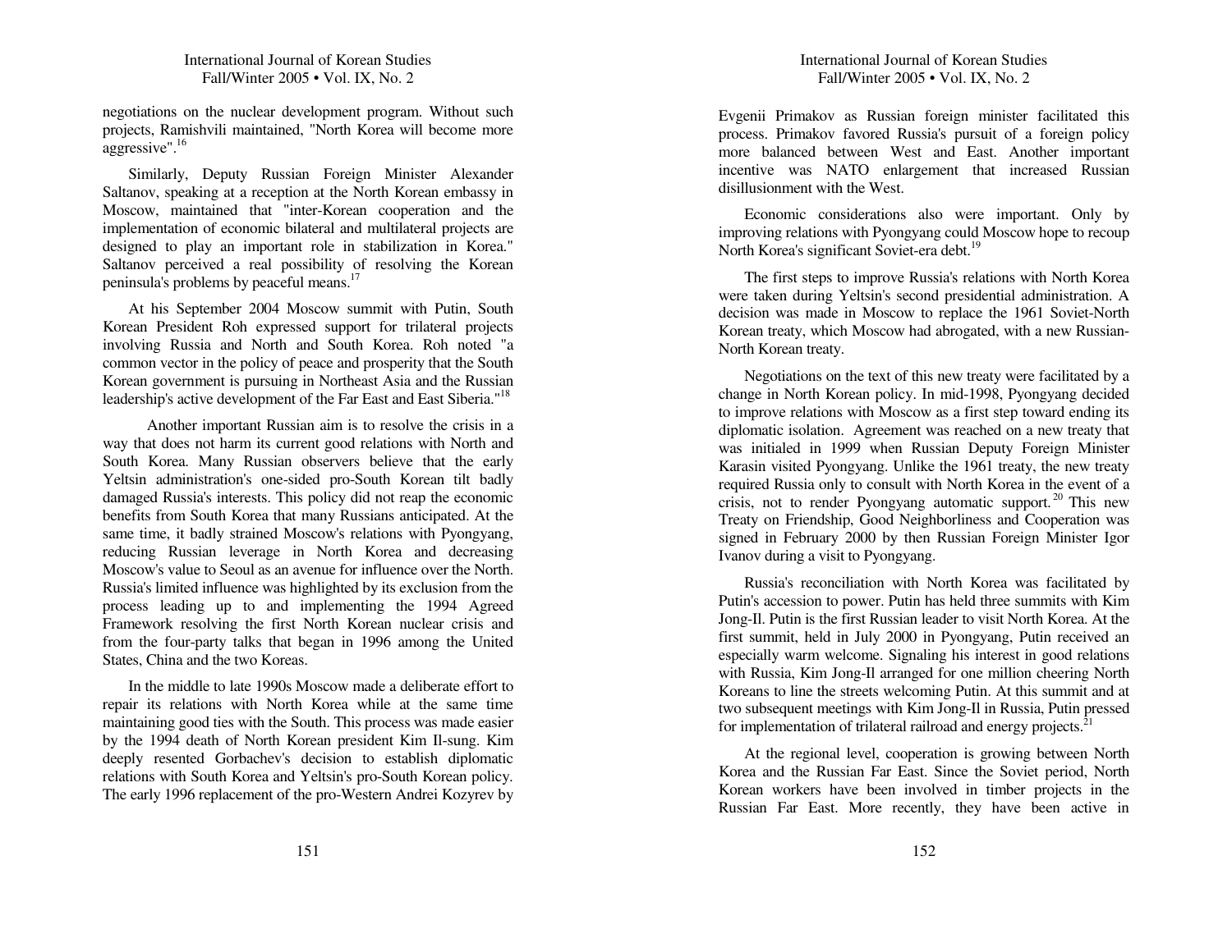negotiations on the nuclear development program. Without such projects, Ramishvili maintained, "North Korea will become more aggressive".[16]

Similarly, Deputy Russian Foreign Minister Alexander Saltanov, speaking at a reception at the North Korean embassy in Moscow, maintained that "inter-Korean cooperation and the implementation of economic bilateral and multilateral projects are designed to play an important role in stabilization in Korea." Saltanov perceived a real possibility of resolving the Korean peninsula's problems by peaceful means.[17]

At his September 2004 Moscow summit with Putin, South Korean President Roh expressed support for trilateral projects involving Russia and North and South Korea. Roh noted "a common vector in the policy of peace and prosperity that the South Korean government is pursuing in Northeast Asia and the Russian leadership's active development of the Far East and East Siberia."[18]

Another important Russian aim is to resolve the crisis in a way that does not harm its current good relations with North and South Korea. Many Russian observers believe that the early Yeltsin administration's one-sided pro-South Korean tilt badly damaged Russia's interests. This policy did not reap the economic benefits from South Korea that many Russians anticipated. At the same time, it badly strained Moscow's relations with Pyongyang, reducing Russian leverage in North Korea and decreasing Moscow's value to Seoul as an avenue for influence over the North. Russia's limited influence was highlighted by its exclusion from the process leading up to and implementing the 1994 Agreed Framework resolving the first North Korean nuclear crisis and from the four-party talks that began in 1996 among the United States, China and the two Koreas.

In the middle to late 1990s Moscow made a deliberate effort to repair its relations with North Korea while at the same time maintaining good ties with the South. This process was made easier by the 1994 death of North Korean president Kim Il-sung. Kim deeply resented Gorbachev's decision to establish diplomatic relations with South Korea and Yeltsin's pro-South Korean policy. The early 1996 replacement of the pro-Western Andrei Kozyrev by Evgenii Primakov as Russian foreign minister facilitated this process. Primakov favored Russia's pursuit of a foreign policy more balanced between West and East. Another important incentive was NATO enlargement that increased Russian disillusionment with the West.

Economic considerations also were important. Only by improving relations with Pyongyang could Moscow hope to recoup North Korea's significant Soviet-era debt.[19]

The first steps to improve Russia's relations with North Korea were taken during Yeltsin's second presidential administration. A decision was made in Moscow to replace the 1961 Soviet-North Korean treaty, which Moscow had abrogated, with a new Russian-North Korean treaty.

Negotiations on the text of this new treaty were facilitated by a change in North Korean policy. In mid-1998, Pyongyang decided to improve relations with Moscow as a first step toward ending its diplomatic isolation. Agreement was reached on a new treaty that was initialed in 1999 when Russian Deputy Foreign Minister Karasin visited Pyongyang. Unlike the 1961 treaty, the new treaty required Russia only to consult with North Korea in the event of a crisis, not to render Pyongyang automatic support.[20] This new Treaty on Friendship, Good Neighborliness and Cooperation was signed in February 2000 by then Russian Foreign Minister Igor Ivanov during a visit to Pyongyang.

Russia's reconciliation with North Korea was facilitated by Putin's accession to power. Putin has held three summits with Kim Jong-Il. Putin is the first Russian leader to visit North Korea. At the first summit, held in July 2000 in Pyongyang, Putin received an especially warm welcome. Signaling his interest in good relations with Russia, Kim Jong-Il arranged for one million cheering North Koreans to line the streets welcoming Putin. At this summit and at two subsequent meetings with Kim Jong-Il in Russia, Putin pressed for implementation of trilateral railroad and energy projects.[21]

At the regional level, cooperation is growing between North Korea and the Russian Far East. Since the Soviet period, North Korean workers have been involved in timber projects in the Russian Far East. More recently, they have been active in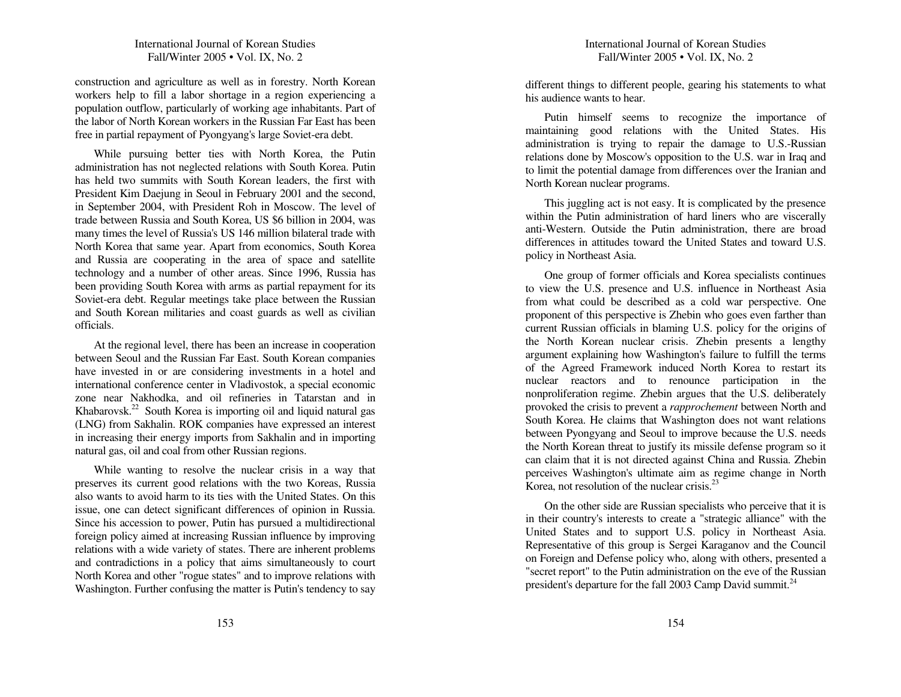construction and agriculture as well as in forestry. North Korean workers help to fill a labor shortage in a region experiencing a population outflow, particularly of working age inhabitants. Part of the labor of North Korean workers in the Russian Far East has been free in partial repayment of Pyongyang's large Soviet-era debt.

While pursuing better ties with North Korea, the Putin administration has not neglected relations with South Korea. Putin has held two summits with South Korean leaders, the first with President Kim Daejung in Seoul in February 2001 and the second, in September 2004, with President Roh in Moscow. The level of trade between Russia and South Korea, US $6 billion in 2004, was many times the level of Russia's US 146 million bilateral trade with North Korea that same year. Apart from economics, South Korea and Russia are cooperating in the area of space and satellite technology and a number of other areas. Since 1996, Russia has been providing South Korea with arms as partial repayment for its Soviet-era debt. Regular meetings take place between the Russian and South Korean militaries and coast guards as well as civilian officials.

At the regional level, there has been an increase in cooperation between Seoul and the Russian Far East. South Korean companies have invested in or are considering investments in a hotel and international conference center in Vladivostok, a special economic zone near Nakhodka, and oil refineries in Tatarstan and in Khabarovsk.[22] South Korea is importing oil and liquid natural gas (LNG) from Sakhalin. ROK companies have expressed an interest in increasing their energy imports from Sakhalin and in importing natural gas, oil and coal from other Russian regions.

While wanting to resolve the nuclear crisis in a way that preserves its current good relations with the two Koreas, Russia also wants to avoid harm to its ties with the United States. On this issue, one can detect significant differences of opinion in Russia. Since his accession to power, Putin has pursued a multidirectional foreign policy aimed at increasing Russian influence by improving relations with a wide variety of states. There are inherent problems and contradictions in a policy that aims simultaneously to court North Korea and other "rogue states" and to improve relations with Washington. Further confusing the matter is Putin's tendency to say different things to different people, gearing his statements to what his audience wants to hear.

Putin himself seems to recognize the importance of maintaining good relations with the United States. His administration is trying to repair the damage to U.S.-Russian relations done by Moscow's opposition to the U.S. war in Iraq and to limit the potential damage from differences over the Iranian and North Korean nuclear programs.

This juggling act is not easy. It is complicated by the presence within the Putin administration of hard liners who are viscerally anti-Western. Outside the Putin administration, there are broad differences in attitudes toward the United States and toward U.S. policy in Northeast Asia.

One group of former officials and Korea specialists continues to view the U.S. presence and U.S. influence in Northeast Asia from what could be described as a cold war perspective. One proponent of this perspective is Zhebin who goes even farther than current Russian officials in blaming U.S. policy for the origins of the North Korean nuclear crisis. Zhebin presents a lengthy argument explaining how Washington's failure to fulfill the terms of the Agreed Framework induced North Korea to restart its nuclear reactors and to renounce participation in the nonproliferation regime. Zhebin argues that the U.S. deliberately provoked the crisis to prevent a *rapprochement* between North and South Korea. He claims that Washington does not want relations between Pyongyang and Seoul to improve because the U.S. needs the North Korean threat to justify its missile defense program so it can claim that it is not directed against China and Russia. Zhebin perceives Washington's ultimate aim as regime change in North Korea, not resolution of the nuclear crisis.[23]

On the other side are Russian specialists who perceive that it is in their country's interests to create a "strategic alliance" with the United States and to support U.S. policy in Northeast Asia. Representative of this group is Sergei Karaganov and the Council on Foreign and Defense policy who, along with others, presented a "secret report" to the Putin administration on the eve of the Russian president's departure for the fall 2003 Camp David summit.[24]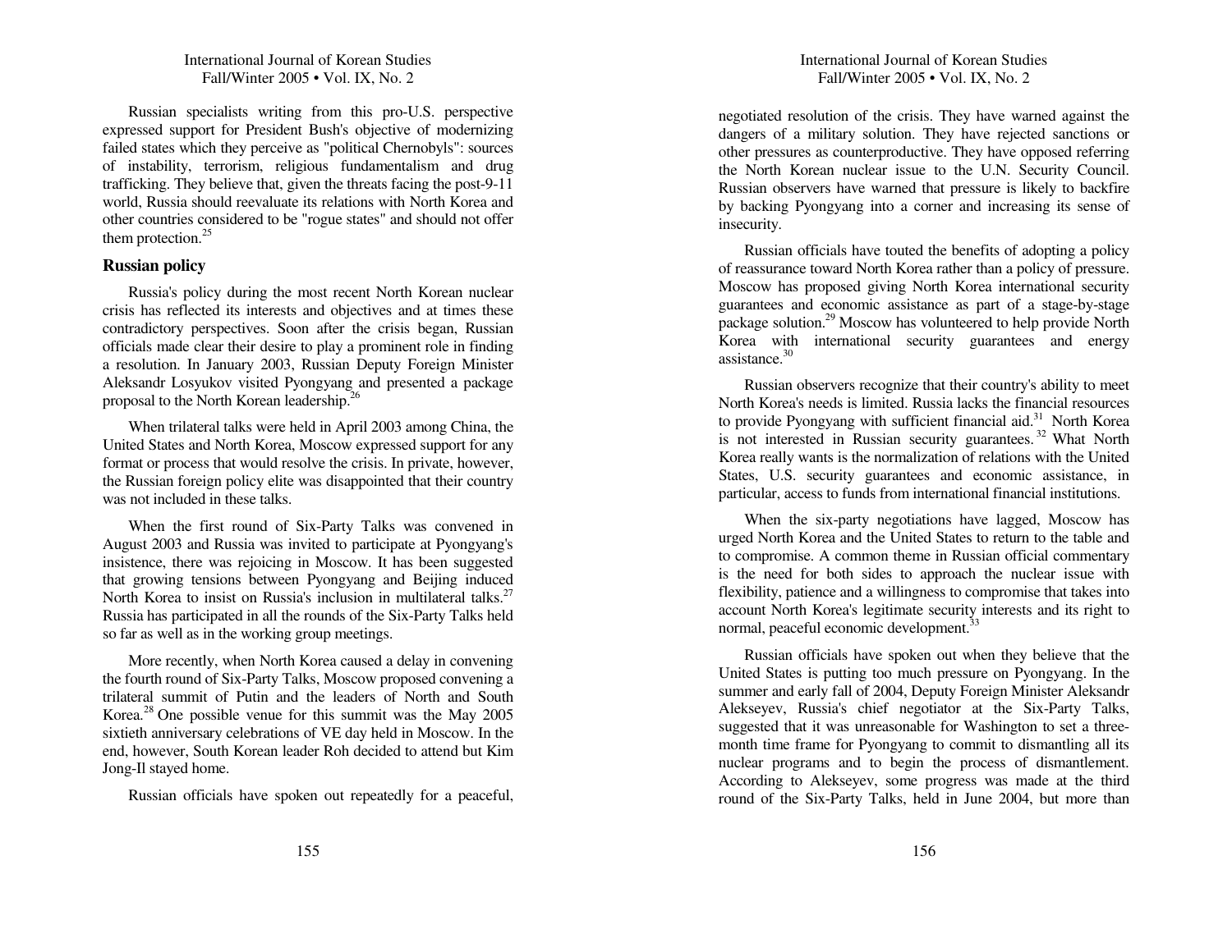Russian specialists writing from this pro-U.S. perspective expressed support for President Bush's objective of modernizing failed states which they perceive as "political Chernobyls": sources of instability, terrorism, religious fundamentalism and drug trafficking. They believe that, given the threats facing the post-9-11 world, Russia should reevaluate its relations with North Korea and other countries considered to be "rogue states" and should not offer them protection.[25]

## Russian policy

Russia's policy during the most recent North Korean nuclear crisis has reflected its interests and objectives and at times these contradictory perspectives. Soon after the crisis began, Russian officials made clear their desire to play a prominent role in finding a resolution. In January 2003, Russian Deputy Foreign Minister Aleksandr Losyukov visited Pyongyang and presented a package proposal to the North Korean leadership.[26]

When trilateral talks were held in April 2003 among China, the United States and North Korea, Moscow expressed support for any format or process that would resolve the crisis. In private, however, the Russian foreign policy elite was disappointed that their country was not included in these talks.

When the first round of Six-Party Talks was convened in August 2003 and Russia was invited to participate at Pyongyang's insistence, there was rejoicing in Moscow. It has been suggested that growing tensions between Pyongyang and Beijing induced North Korea to insist on Russia's inclusion in multilateral talks.[27] Russia has participated in all the rounds of the Six-Party Talks held so far as well as in the working group meetings.

More recently, when North Korea caused a delay in convening the fourth round of Six-Party Talks, Moscow proposed convening a trilateral summit of Putin and the leaders of North and South Korea.[28] One possible venue for this summit was the May 2005 sixtieth anniversary celebrations of VE day held in Moscow. In the end, however, South Korean leader Roh decided to attend but Kim Jong-Il stayed home.

Russian officials have spoken out repeatedly for a peaceful, negotiated resolution of the crisis. They have warned against the dangers of a military solution. They have rejected sanctions or other pressures as counterproductive. They have opposed referring the North Korean nuclear issue to the U.N. Security Council. Russian observers have warned that pressure is likely to backfire by backing Pyongyang into a corner and increasing its sense of insecurity.

Russian officials have touted the benefits of adopting a policy of reassurance toward North Korea rather than a policy of pressure. Moscow has proposed giving North Korea international security guarantees and economic assistance as part of a stage-by-stage package solution.[29] Moscow has volunteered to help provide North Korea with international security guarantees and energy assistance.[30]

Russian observers recognize that their country's ability to meet North Korea's needs is limited. Russia lacks the financial resources to provide Pyongyang with sufficient financial aid.[31] North Korea is not interested in Russian security guarantees.[32] What North Korea really wants is the normalization of relations with the United States, U.S. security guarantees and economic assistance, in particular, access to funds from international financial institutions.

When the six-party negotiations have lagged, Moscow has urged North Korea and the United States to return to the table and to compromise. A common theme in Russian official commentary is the need for both sides to approach the nuclear issue with flexibility, patience and a willingness to compromise that takes into account North Korea's legitimate security interests and its right to normal, peaceful economic development.[33]

Russian officials have spoken out when they believe that the United States is putting too much pressure on Pyongyang. In the summer and early fall of 2004, Deputy Foreign Minister Aleksandr Alekseyev, Russia's chief negotiator at the Six-Party Talks, suggested that it was unreasonable for Washington to set a three-month time frame for Pyongyang to commit to dismantling all its nuclear programs and to begin the process of dismantlement. According to Alekseyev, some progress was made at the third round of the Six-Party Talks, held in June 2004, but more than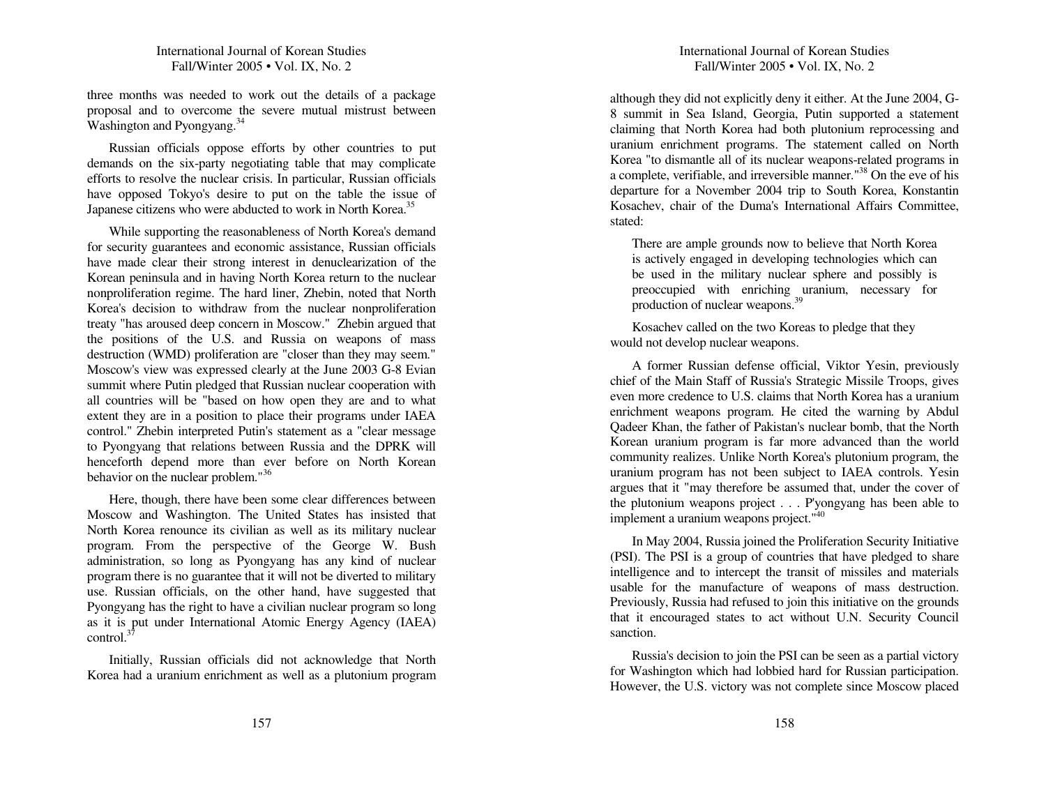three months was needed to work out the details of a package proposal and to overcome the severe mutual mistrust between Washington and Pyongyang.[34]

Russian officials oppose efforts by other countries to put demands on the six-party negotiating table that may complicate efforts to resolve the nuclear crisis. In particular, Russian officials have opposed Tokyo's desire to put on the table the issue of Japanese citizens who were abducted to work in North Korea.[35]

While supporting the reasonableness of North Korea's demand for security guarantees and economic assistance, Russian officials have made clear their strong interest in denuclearization of the Korean peninsula and in having North Korea return to the nuclear nonproliferation regime. The hard liner, Zhebin, noted that North Korea's decision to withdraw from the nuclear nonproliferation treaty "has aroused deep concern in Moscow." Zhebin argued that the positions of the U.S. and Russia on weapons of mass destruction (WMD) proliferation are "closer than they may seem." Moscow's view was expressed clearly at the June 2003 G-8 Evian summit where Putin pledged that Russian nuclear cooperation with all countries will be "based on how open they are and to what extent they are in a position to place their programs under IAEA control." Zhebin interpreted Putin's statement as a "clear message to Pyongyang that relations between Russia and the DPRK will henceforth depend more than ever before on North Korean behavior on the nuclear problem."[36]

Here, though, there have been some clear differences between Moscow and Washington. The United States has insisted that North Korea renounce its civilian as well as its military nuclear program. From the perspective of the George W. Bush administration, so long as Pyongyang has any kind of nuclear program there is no guarantee that it will not be diverted to military use. Russian officials, on the other hand, have suggested that Pyongyang has the right to have a civilian nuclear program so long as it is put under International Atomic Energy Agency (IAEA) control.[37]

Initially, Russian officials did not acknowledge that North Korea had a uranium enrichment as well as a plutonium program although they did not explicitly deny it either. At the June 2004, G-8 summit in Sea Island, Georgia, Putin supported a statement claiming that North Korea had both plutonium reprocessing and uranium enrichment programs. The statement called on North Korea "to dismantle all of its nuclear weapons-related programs in a complete, verifiable, and irreversible manner."[38] On the eve of his departure for a November 2004 trip to South Korea, Konstantin Kosachev, chair of the Duma's International Affairs Committee, stated:

> There are ample grounds now to believe that North Korea is actively engaged in developing technologies which can be used in the military nuclear sphere and possibly is preoccupied with enriching uranium, necessary for production of nuclear weapons.[39]

Kosachev called on the two Koreas to pledge that they would not develop nuclear weapons.

A former Russian defense official, Viktor Yesin, previously chief of the Main Staff of Russia's Strategic Missile Troops, gives even more credence to U.S. claims that North Korea has a uranium enrichment weapons program. He cited the warning by Abdul Qadeer Khan, the father of Pakistan's nuclear bomb, that the North Korean uranium program is far more advanced than the world community realizes. Unlike North Korea's plutonium program, the uranium program has not been subject to IAEA controls. Yesin argues that it "may therefore be assumed that, under the cover of the plutonium weapons project . . . P'yongyang has been able to implement a uranium weapons project."[40]

In May 2004, Russia joined the Proliferation Security Initiative (PSI). The PSI is a group of countries that have pledged to share intelligence and to intercept the transit of missiles and materials usable for the manufacture of weapons of mass destruction. Previously, Russia had refused to join this initiative on the grounds that it encouraged states to act without U.N. Security Council sanction.

Russia's decision to join the PSI can be seen as a partial victory for Washington which had lobbied hard for Russian participation. However, the U.S. victory was not complete since Moscow placed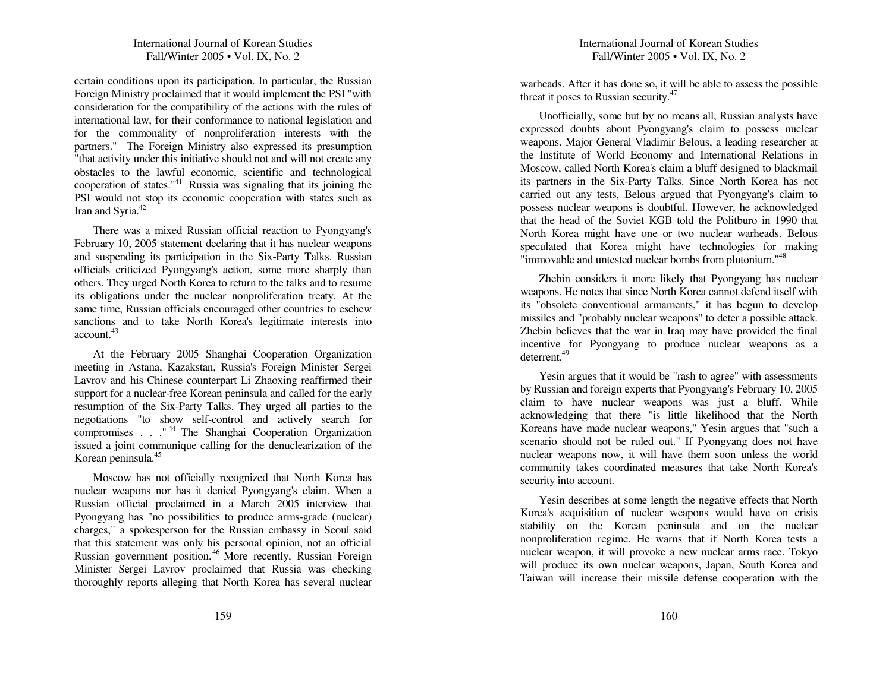certain conditions upon its participation. In particular, the Russian Foreign Ministry proclaimed that it would implement the PSI "with consideration for the compatibility of the actions with the rules of international law, for their conformance to national legislation and for the commonality of nonproliferation interests with the partners." The Foreign Ministry also expressed its presumption "that activity under this initiative should not and will not create any obstacles to the lawful economic, scientific and technological cooperation of states."[41] Russia was signaling that its joining the PSI would not stop its economic cooperation with states such as Iran and Syria.[42]

There was a mixed Russian official reaction to Pyongyang's February 10, 2005 statement declaring that it has nuclear weapons and suspending its participation in the Six-Party Talks. Russian officials criticized Pyongyang's action, some more sharply than others. They urged North Korea to return to the talks and to resume its obligations under the nuclear nonproliferation treaty. At the same time, Russian officials encouraged other countries to eschew sanctions and to take North Korea's legitimate interests into account.[43]

At the February 2005 Shanghai Cooperation Organization meeting in Astana, Kazakstan, Russia's Foreign Minister Sergei Lavrov and his Chinese counterpart Li Zhaoxing reaffirmed their support for a nuclear-free Korean peninsula and called for the early resumption of the Six-Party Talks. They urged all parties to the negotiations "to show self-control and actively search for compromises . . ."[44] The Shanghai Cooperation Organization issued a joint communique calling for the denuclearization of the Korean peninsula.[45]

Moscow has not officially recognized that North Korea has nuclear weapons nor has it denied Pyongyang's claim. When a Russian official proclaimed in a March 2005 interview that Pyongyang has "no possibilities to produce arms-grade (nuclear) charges," a spokesperson for the Russian embassy in Seoul said that this statement was only his personal opinion, not an official Russian government position.[46] More recently, Russian Foreign Minister Sergei Lavrov proclaimed that Russia was checking thoroughly reports alleging that North Korea has several nuclear warheads. After it has done so, it will be able to assess the possible threat it poses to Russian security.[47]

Unofficially, some but by no means all, Russian analysts have expressed doubts about Pyongyang's claim to possess nuclear weapons. Major General Vladimir Belous, a leading researcher at the Institute of World Economy and International Relations in Moscow, called North Korea's claim a bluff designed to blackmail its partners in the Six-Party Talks. Since North Korea has not carried out any tests, Belous argued that Pyongyang's claim to possess nuclear weapons is doubtful. However, he acknowledged that the head of the Soviet KGB told the Politburo in 1990 that North Korea might have one or two nuclear warheads. Belous speculated that Korea might have technologies for making "immovable and untested nuclear bombs from plutonium."[48]

Zhebin considers it more likely that Pyongyang has nuclear weapons. He notes that since North Korea cannot defend itself with its "obsolete conventional armaments," it has begun to develop missiles and "probably nuclear weapons" to deter a possible attack. Zhebin believes that the war in Iraq may have provided the final incentive for Pyongyang to produce nuclear weapons as a deterrent.[49]

Yesin argues that it would be "rash to agree" with assessments by Russian and foreign experts that Pyongyang's February 10, 2005 claim to have nuclear weapons was just a bluff. While acknowledging that there "is little likelihood that the North Koreans have made nuclear weapons," Yesin argues that "such a scenario should not be ruled out." If Pyongyang does not have nuclear weapons now, it will have them soon unless the world community takes coordinated measures that take North Korea's security into account.

Yesin describes at some length the negative effects that North Korea's acquisition of nuclear weapons would have on crisis stability on the Korean peninsula and on the nuclear nonproliferation regime. He warns that if North Korea tests a nuclear weapon, it will provoke a new nuclear arms race. Tokyo will produce its own nuclear weapons, Japan, South Korea and Taiwan will increase their missile defense cooperation with the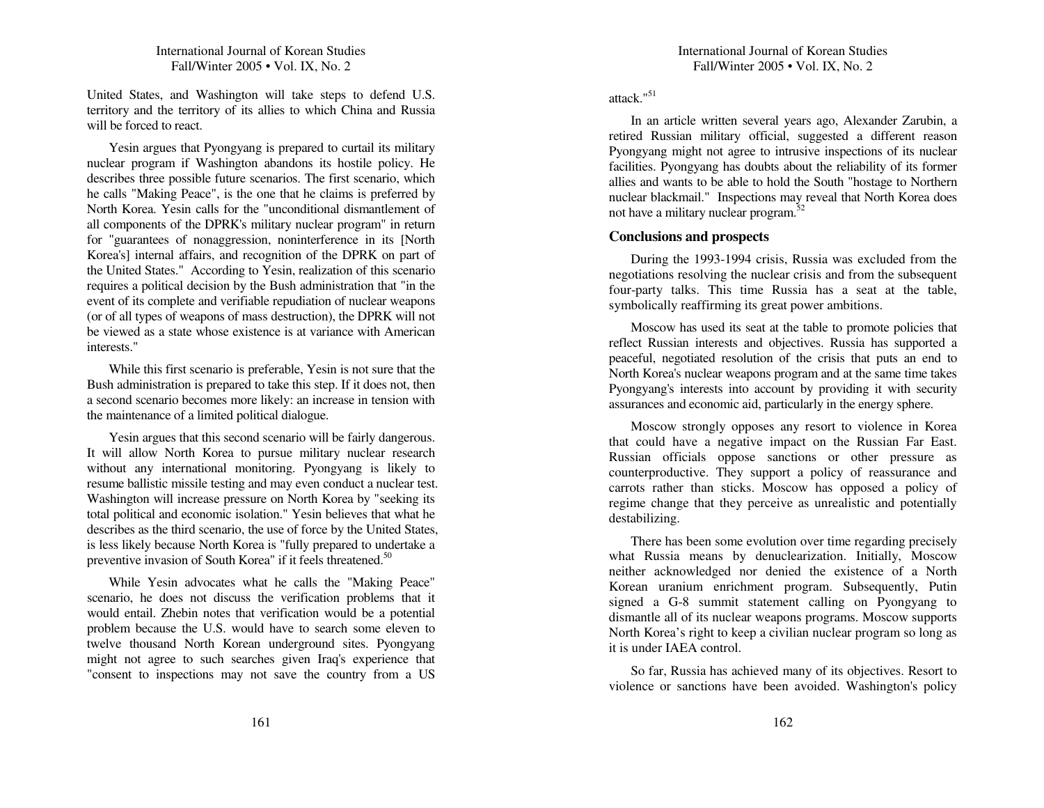United States, and Washington will take steps to defend U.S. territory and the territory of its allies to which China and Russia will be forced to react.

Yesin argues that Pyongyang is prepared to curtail its military nuclear program if Washington abandons its hostile policy. He describes three possible future scenarios. The first scenario, which he calls "Making Peace", is the one that he claims is preferred by North Korea. Yesin calls for the "unconditional dismantlement of all components of the DPRK's military nuclear program" in return for "guarantees of nonaggression, noninterference in its [North Korea's] internal affairs, and recognition of the DPRK on part of the United States." According to Yesin, realization of this scenario requires a political decision by the Bush administration that "in the event of its complete and verifiable repudiation of nuclear weapons (or of all types of weapons of mass destruction), the DPRK will not be viewed as a state whose existence is at variance with American interests."

While this first scenario is preferable, Yesin is not sure that the Bush administration is prepared to take this step. If it does not, then a second scenario becomes more likely: an increase in tension with the maintenance of a limited political dialogue.

Yesin argues that this second scenario will be fairly dangerous. It will allow North Korea to pursue military nuclear research without any international monitoring. Pyongyang is likely to resume ballistic missile testing and may even conduct a nuclear test. Washington will increase pressure on North Korea by "seeking its total political and economic isolation." Yesin believes that what he describes as the third scenario, the use of force by the United States, is less likely because North Korea is "fully prepared to undertake a preventive invasion of South Korea" if it feels threatened.[50]

While Yesin advocates what he calls the "Making Peace" scenario, he does not discuss the verification problems that it would entail. Zhebin notes that verification would be a potential problem because the U.S. would have to search some eleven to twelve thousand North Korean underground sites. Pyongyang might not agree to such searches given Iraq's experience that "consent to inspections may not save the country from a US attack."[51]

In an article written several years ago, Alexander Zarubin, a retired Russian military official, suggested a different reason Pyongyang might not agree to intrusive inspections of its nuclear facilities. Pyongyang has doubts about the reliability of its former allies and wants to be able to hold the South "hostage to Northern nuclear blackmail." Inspections may reveal that North Korea does not have a military nuclear program.[52]

## Conclusions and prospects

During the 1993-1994 crisis, Russia was excluded from the negotiations resolving the nuclear crisis and from the subsequent four-party talks. This time Russia has a seat at the table, symbolically reaffirming its great power ambitions.

Moscow has used its seat at the table to promote policies that reflect Russian interests and objectives. Russia has supported a peaceful, negotiated resolution of the crisis that puts an end to North Korea's nuclear weapons program and at the same time takes Pyongyang's interests into account by providing it with security assurances and economic aid, particularly in the energy sphere.

Moscow strongly opposes any resort to violence in Korea that could have a negative impact on the Russian Far East. Russian officials oppose sanctions or other pressure as counterproductive. They support a policy of reassurance and carrots rather than sticks. Moscow has opposed a policy of regime change that they perceive as unrealistic and potentially destabilizing.

There has been some evolution over time regarding precisely what Russia means by denuclearization. Initially, Moscow neither acknowledged nor denied the existence of a North Korean uranium enrichment program. Subsequently, Putin signed a G-8 summit statement calling on Pyongyang to dismantle all of its nuclear weapons programs. Moscow supports North Korea's right to keep a civilian nuclear program so long as it is under IAEA control.

So far, Russia has achieved many of its objectives. Resort to violence or sanctions have been avoided. Washington's policy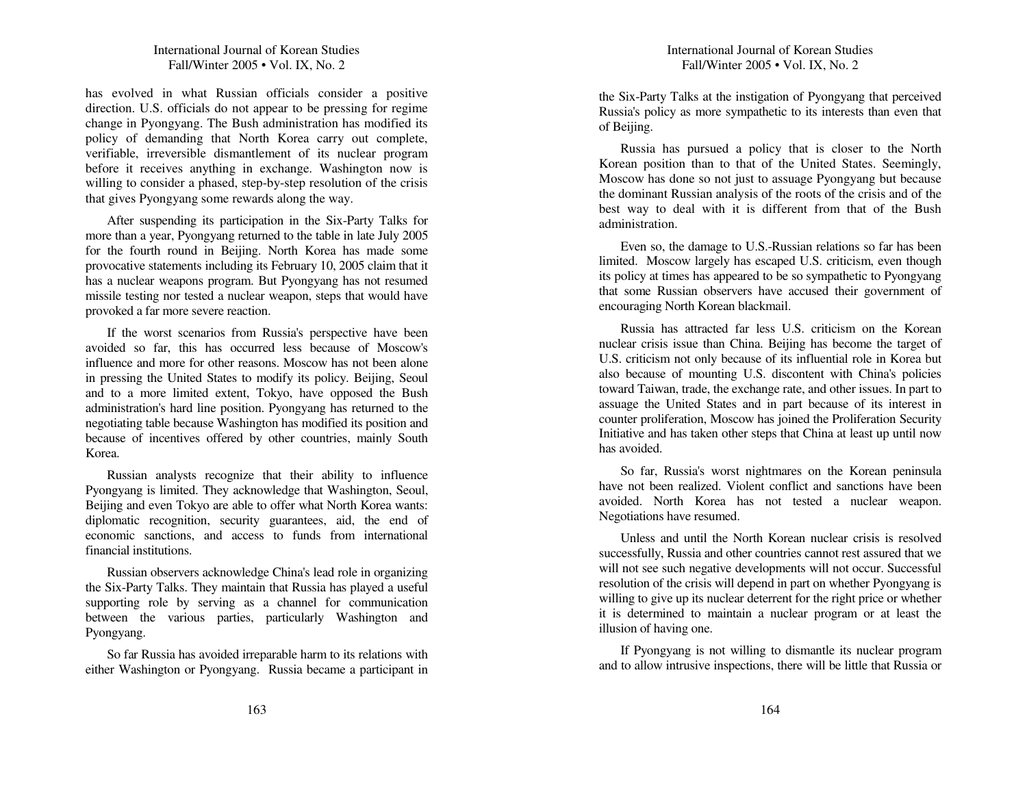has evolved in what Russian officials consider a positive direction. U.S. officials do not appear to be pressing for regime change in Pyongyang. The Bush administration has modified its policy of demanding that North Korea carry out complete, verifiable, irreversible dismantlement of its nuclear program before it receives anything in exchange. Washington now is willing to consider a phased, step-by-step resolution of the crisis that gives Pyongyang some rewards along the way.

After suspending its participation in the Six-Party Talks for more than a year, Pyongyang returned to the table in late July 2005 for the fourth round in Beijing. North Korea has made some provocative statements including its February 10, 2005 claim that it has a nuclear weapons program. But Pyongyang has not resumed missile testing nor tested a nuclear weapon, steps that would have provoked a far more severe reaction.

If the worst scenarios from Russia's perspective have been avoided so far, this has occurred less because of Moscow's influence and more for other reasons. Moscow has not been alone in pressing the United States to modify its policy. Beijing, Seoul and to a more limited extent, Tokyo, have opposed the Bush administration's hard line position. Pyongyang has returned to the negotiating table because Washington has modified its position and because of incentives offered by other countries, mainly South Korea.

Russian analysts recognize that their ability to influence Pyongyang is limited. They acknowledge that Washington, Seoul, Beijing and even Tokyo are able to offer what North Korea wants: diplomatic recognition, security guarantees, aid, the end of economic sanctions, and access to funds from international financial institutions.

Russian observers acknowledge China's lead role in organizing the Six-Party Talks. They maintain that Russia has played a useful supporting role by serving as a channel for communication between the various parties, particularly Washington and Pyongyang.

So far Russia has avoided irreparable harm to its relations with either Washington or Pyongyang. Russia became a participant in the Six-Party Talks at the instigation of Pyongyang that perceived Russia's policy as more sympathetic to its interests than even that of Beijing.

Russia has pursued a policy that is closer to the North Korean position than to that of the United States. Seemingly, Moscow has done so not just to assuage Pyongyang but because the dominant Russian analysis of the roots of the crisis and of the best way to deal with it is different from that of the Bush administration.

Even so, the damage to U.S.-Russian relations so far has been limited. Moscow largely has escaped U.S. criticism, even though its policy at times has appeared to be so sympathetic to Pyongyang that some Russian observers have accused their government of encouraging North Korean blackmail.

Russia has attracted far less U.S. criticism on the Korean nuclear crisis issue than China. Beijing has become the target of U.S. criticism not only because of its influential role in Korea but also because of mounting U.S. discontent with China's policies toward Taiwan, trade, the exchange rate, and other issues. In part to assuage the United States and in part because of its interest in counter proliferation, Moscow has joined the Proliferation Security Initiative and has taken other steps that China at least up until now has avoided.

So far, Russia's worst nightmares on the Korean peninsula have not been realized. Violent conflict and sanctions have been avoided. North Korea has not tested a nuclear weapon. Negotiations have resumed.

Unless and until the North Korean nuclear crisis is resolved successfully, Russia and other countries cannot rest assured that we will not see such negative developments will not occur. Successful resolution of the crisis will depend in part on whether Pyongyang is willing to give up its nuclear deterrent for the right price or whether it is determined to maintain a nuclear program or at least the illusion of having one.

If Pyongyang is not willing to dismantle its nuclear program and to allow intrusive inspections, there will be little that Russia or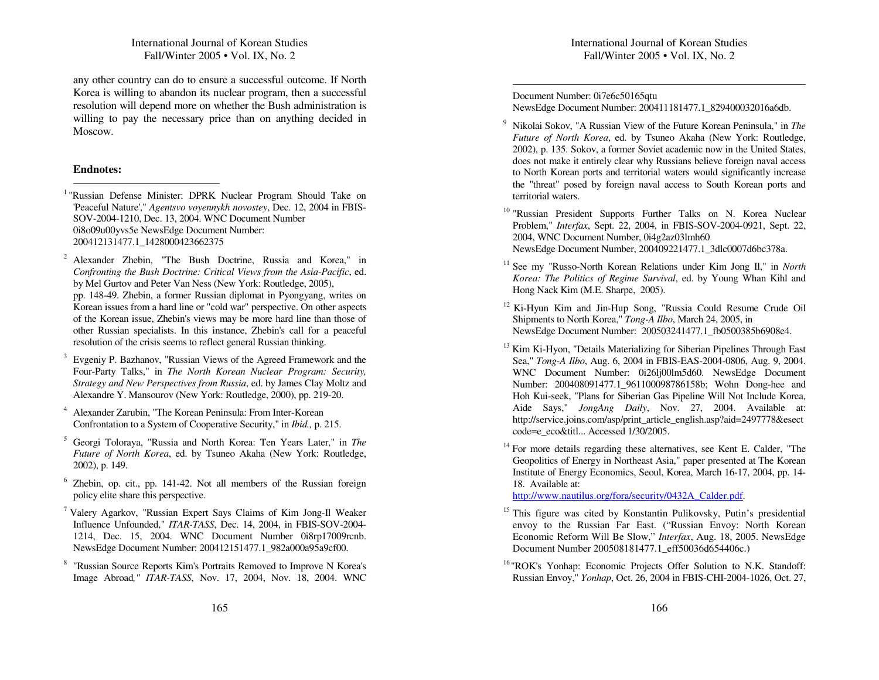any other country can do to ensure a successful outcome. If North Korea is willing to abandon its nuclear program, then a successful resolution will depend more on whether the Bush administration is willing to pay the necessary price than on anything decided in Moscow.

**Endnotes:**

[1] "Russian Defense Minister: DPRK Nuclear Program Should Take on 'Peaceful Nature'," *Agentsvo voyennykh novostey*, Dec. 12, 2004 in FBIS-SOV-2004-1210, Dec. 13, 2004. WNC Document Number 0i8o09u00yvs5e NewsEdge Document Number: 200412131477.1_1428000423662375

[2] Alexander Zhebin, "The Bush Doctrine, Russia and Korea," in *Confronting the Bush Doctrine: Critical Views from the Asia-Pacific*, ed. by Mel Gurtov and Peter Van Ness (New York: Routledge, 2005), pp. 148-49. Zhebin, a former Russian diplomat in Pyongyang, writes on Korean issues from a hard line or "cold war" perspective. On other aspects of the Korean issue, Zhebin's views may be more hard line than those of other Russian specialists. In this instance, Zhebin's call for a peaceful resolution of the crisis seems to reflect general Russian thinking.

[3] Evgeniy P. Bazhanov, "Russian Views of the Agreed Framework and the Four-Party Talks," in *The North Korean Nuclear Program: Security, Strategy and New Perspectives from Russia*, ed. by James Clay Moltz and Alexandre Y. Mansourov (New York: Routledge, 2000), pp. 219-20.

[4] Alexander Zarubin, "The Korean Peninsula: From Inter-Korean Confrontation to a System of Cooperative Security," in *Ibid.,* p. 215.

[5] Georgi Toloraya, "Russia and North Korea: Ten Years Later," in *The Future of North Korea*, ed. by Tsuneo Akaha (New York: Routledge, 2002), p. 149.

[6] Zhebin, op. cit., pp. 141-42. Not all members of the Russian foreign policy elite share this perspective.

[7] Valery Agarkov, "Russian Expert Says Claims of Kim Jong-Il Weaker Influence Unfounded," *ITAR-TASS*, Dec. 14, 2004, in FBIS-SOV-2004-1214, Dec. 15, 2004. WNC Document Number 0i8rp17009rcnb. NewsEdge Document Number: 200412151477.1_982a000a95a9cf00.

[8] "Russian Source Reports Kim's Portraits Removed to Improve N Korea's Image Abroad," *ITAR-TASS*, Nov. 17, 2004, Nov. 18, 2004. WNC Document Number: 0i7e6c50165qtu NewsEdge Document Number: 200411181477.1_829400032016a6db.

[9] Nikolai Sokov, "A Russian View of the Future Korean Peninsula," in *The Future of North Korea*, ed. by Tsuneo Akaha (New York: Routledge, 2002), p. 135. Sokov, a former Soviet academic now in the United States, does not make it entirely clear why Russians believe foreign naval access to North Korean ports and territorial waters would significantly increase the "threat" posed by foreign naval access to South Korean ports and territorial waters.

[10] "Russian President Supports Further Talks on N. Korea Nuclear Problem," *Interfax*, Sept. 22, 2004, in FBIS-SOV-2004-0921, Sept. 22, 2004, WNC Document Number, 0i4g2az03lmh60 NewsEdge Document Number, 200409221477.1_3dlc0007d6bc378a.

[11] See my "Russo-North Korean Relations under Kim Jong Il," in *North Korea: The Politics of Regime Survival*, ed. by Young Whan Kihl and Hong Nack Kim (M.E. Sharpe, 2005).

[12] Ki-Hyun Kim and Jin-Hup Song, "Russia Could Resume Crude Oil Shipments to North Korea," *Tong-A Ilbo*, March 24, 2005, in NewsEdge Document Number: 200503241477.1_fb0500385b6908e4.

[13] Kim Ki-Hyon, "Details Materializing for Siberian Pipelines Through East Sea," *Tong-A Ilbo*, Aug. 6, 2004 in FBIS-EAS-2004-0806, Aug. 9, 2004. WNC Document Number: 0i26lj00lm5d60. NewsEdge Document Number: 200408091477.1_961100098786158b; Wohn Dong-hee and Hoh Kui-seek, "Plans for Siberian Gas Pipeline Will Not Include Korea, Aide Says," *JongAng Daily*, Nov. 27, 2004. Available at: http://service.joins.com/asp/print_article_english.asp?aid=2497778&esectcode=e_eco&titl... Accessed 1/30/2005.

[14] For more details regarding these alternatives, see Kent E. Calder, "The Geopolitics of Energy in Northeast Asia," paper presented at The Korean Institute of Energy Economics, Seoul, Korea, March 16-17, 2004, pp. 14-18. Available at: http://www.nautilus.org/fora/security/0432A_Calder.pdf.

[15] This figure was cited by Konstantin Pulikovsky, Putin's presidential envoy to the Russian Far East. ("Russian Envoy: North Korean Economic Reform Will Be Slow," *Interfax*, Aug. 18, 2005. NewsEdge Document Number 200508181477.1_eff50036d654406c.)

[16] "ROK's Yonhap: Economic Projects Offer Solution to N.K. Standoff: Russian Envoy," *Yonhap*, Oct. 26, 2004 in FBIS-CHI-2004-1026, Oct. 27,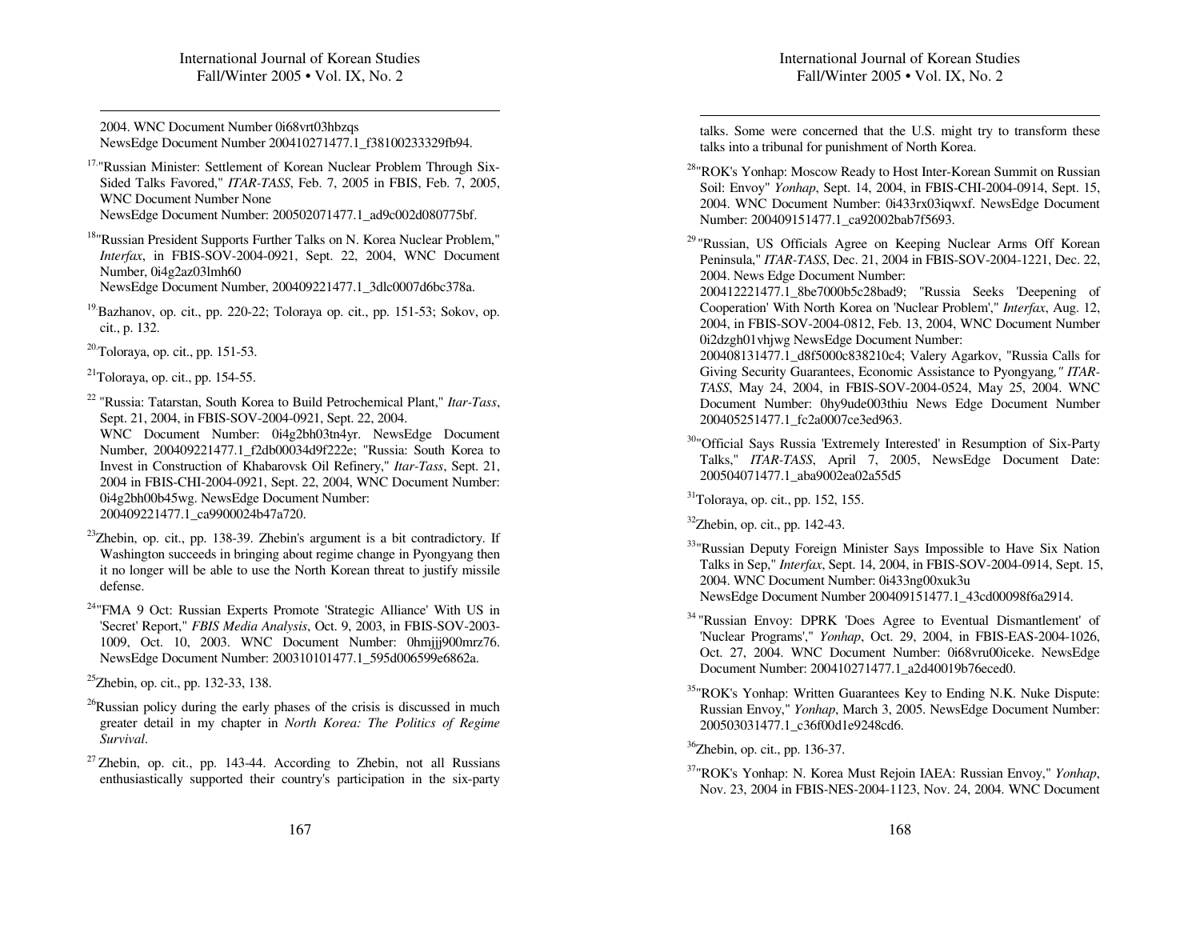2004. WNC Document Number 0i68vrt03hbzqs
NewsEdge Document Number 200410271477.1_f38100233329fb94.

[17.] "Russian Minister: Settlement of Korean Nuclear Problem Through Six-Sided Talks Favored," *ITAR-TASS*, Feb. 7, 2005 in FBIS, Feb. 7, 2005, WNC Document Number None
NewsEdge Document Number: 200502071477.1_ad9c002d080775bf.

[18] "Russian President Supports Further Talks on N. Korea Nuclear Problem," *Interfax*, in FBIS-SOV-2004-0921, Sept. 22, 2004, WNC Document Number, 0i4g2az03lmh60
NewsEdge Document Number, 200409221477.1_3dlc0007d6bc378a.

[19.] Bazhanov, op. cit., pp. 220-22; Toloraya op. cit., pp. 151-53; Sokov, op. cit., p. 132.

[20.] Toloraya, op. cit., pp. 151-53.

[21] Toloraya, op. cit., pp. 154-55.

[22] "Russia: Tatarstan, South Korea to Build Petrochemical Plant," *Itar-Tass*, Sept. 21, 2004, in FBIS-SOV-2004-0921, Sept. 22, 2004.
WNC Document Number: 0i4g2bh03tn4yr. NewsEdge Document Number, 200409221477.1_f2db00034d9f222e; "Russia: South Korea to Invest in Construction of Khabarovsk Oil Refinery," *Itar-Tass*, Sept. 21, 2004 in FBIS-CHI-2004-0921, Sept. 22, 2004, WNC Document Number: 0i4g2bh00b45wg. NewsEdge Document Number: 200409221477.1_ca9900024b47a720.

[23] Zhebin, op. cit., pp. 138-39. Zhebin's argument is a bit contradictory. If Washington succeeds in bringing about regime change in Pyongyang then it no longer will be able to use the North Korean threat to justify missile defense.

[24] "FMA 9 Oct: Russian Experts Promote 'Strategic Alliance' With US in 'Secret' Report," *FBIS Media Analysis*, Oct. 9, 2003, in FBIS-SOV-2003-1009, Oct. 10, 2003. WNC Document Number: 0hmjjj900mrz76. NewsEdge Document Number: 200310101477.1_595d006599e6862a.

[25] Zhebin, op. cit., pp. 132-33, 138.

[26] Russian policy during the early phases of the crisis is discussed in much greater detail in my chapter in *North Korea: The Politics of Regime Survival*.

[27] Zhebin, op. cit., pp. 143-44. According to Zhebin, not all Russians enthusiastically supported their country's participation in the six-party talks. Some were concerned that the U.S. might try to transform these talks into a tribunal for punishment of North Korea.

[28] "ROK's Yonhap: Moscow Ready to Host Inter-Korean Summit on Russian Soil: Envoy" *Yonhap*, Sept. 14, 2004, in FBIS-CHI-2004-0914, Sept. 15, 2004. WNC Document Number: 0i433rx03iqwxf. NewsEdge Document Number: 200409151477.1_ca92002bab7f5693.

[29] "Russian, US Officials Agree on Keeping Nuclear Arms Off Korean Peninsula," *ITAR-TASS*, Dec. 21, 2004 in FBIS-SOV-2004-1221, Dec. 22, 2004. News Edge Document Number:
200412221477.1_8be7000b5c28bad9; "Russia Seeks 'Deepening of Cooperation' With North Korea on 'Nuclear Problem'," *Interfax*, Aug. 12, 2004, in FBIS-SOV-2004-0812, Feb. 13, 2004, WNC Document Number 0i2dzgh01vhjwg NewsEdge Document Number:
200408131477.1_d8f5000c838210c4; Valery Agarkov, "Russia Calls for Giving Security Guarantees, Economic Assistance to Pyongyang," *ITAR-TASS*, May 24, 2004, in FBIS-SOV-2004-0524, May 25, 2004. WNC Document Number: 0hy9ude003thiu News Edge Document Number 200405251477.1_fc2a0007ce3ed963.

[30] "Official Says Russia 'Extremely Interested' in Resumption of Six-Party Talks," *ITAR-TASS*, April 7, 2005, NewsEdge Document Date: 200504071477.1_aba9002ea02a55d5

[31] Toloraya, op. cit., pp. 152, 155.

[32] Zhebin, op. cit., pp. 142-43.

[33] "Russian Deputy Foreign Minister Says Impossible to Have Six Nation Talks in Sep," *Interfax*, Sept. 14, 2004, in FBIS-SOV-2004-0914, Sept. 15, 2004. WNC Document Number: 0i433ng00xuk3u
NewsEdge Document Number 200409151477.1_43cd00098f6a2914.

[34] "Russian Envoy: DPRK 'Does Agree to Eventual Dismantlement' of 'Nuclear Programs'," *Yonhap*, Oct. 29, 2004, in FBIS-EAS-2004-1026, Oct. 27, 2004. WNC Document Number: 0i68vru00iceke. NewsEdge Document Number: 200410271477.1_a2d40019b76eced0.

[35] "ROK's Yonhap: Written Guarantees Key to Ending N.K. Nuke Dispute: Russian Envoy," *Yonhap*, March 3, 2005. NewsEdge Document Number: 200503031477.1_c36f00d1e9248cd6.

[36] Zhebin, op. cit., pp. 136-37.

[37] "ROK's Yonhap: N. Korea Must Rejoin IAEA: Russian Envoy," *Yonhap*, Nov. 23, 2004 in FBIS-NES-2004-1123, Nov. 24, 2004. WNC Document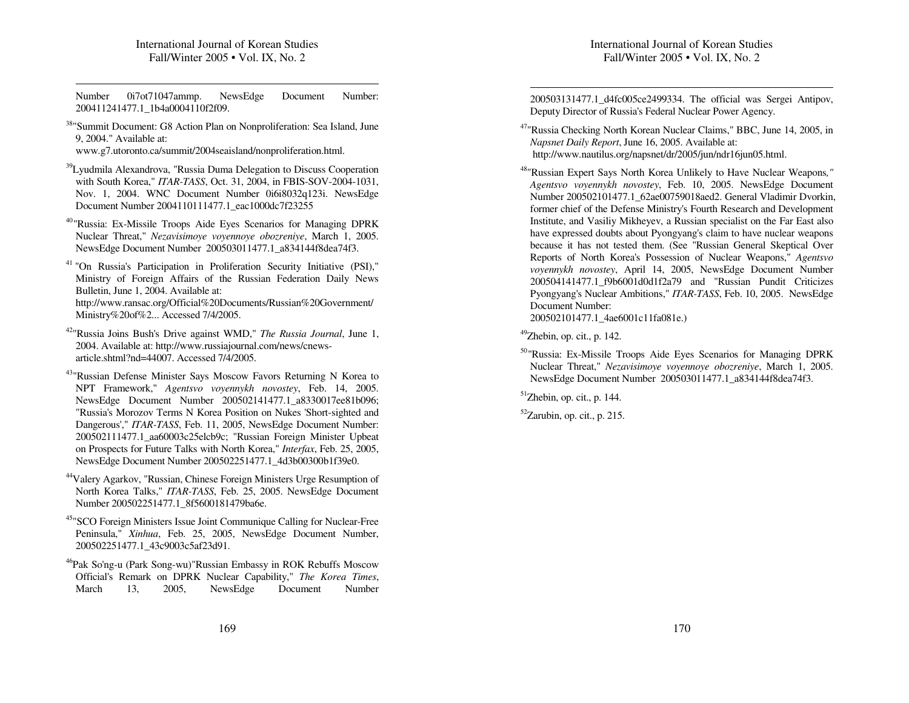Number 0i7ot71047ammp. NewsEdge Document Number: 200411241477.1_1b4a0004110f2f09.

[38] "Summit Document: G8 Action Plan on Nonproliferation: Sea Island, June 9, 2004." Available at: www.g7.utoronto.ca/summit/2004seaisland/nonproliferation.html.

[39] Lyudmila Alexandrova, "Russia Duma Delegation to Discuss Cooperation with South Korea," *ITAR-TASS*, Oct. 31, 2004, in FBIS-SOV-2004-1031, Nov. 1, 2004. WNC Document Number 0i6i8032q123i. NewsEdge Document Number 2004110111477.1_eac1000dc7f23255

[40] "Russia: Ex-Missile Troops Aide Eyes Scenarios for Managing DPRK Nuclear Threat," *Nezavisimoye voyennoye obozreniye*, March 1, 2005. NewsEdge Document Number 200503011477.1_a834144f8dea74f3.

[41] "On Russia's Participation in Proliferation Security Initiative (PSI)," Ministry of Foreign Affairs of the Russian Federation Daily News Bulletin, June 1, 2004. Available at: http://www.ransac.org/Official%20Documents/Russian%20Government/Ministry%20of%2... Accessed 7/4/2005.

[42] "Russia Joins Bush's Drive against WMD," *The Russia Journal*, June 1, 2004. Available at: http://www.russiajournal.com/news/cnews-article.shtml?nd=44007. Accessed 7/4/2005.

[43] "Russian Defense Minister Says Moscow Favors Returning N Korea to NPT Framework," *Agentsvo voyennykh novostey*, Feb. 14, 2005. NewsEdge Document Number 200502141477.1_a8330017ee81b096; "Russia's Morozov Terms N Korea Position on Nukes 'Short-sighted and Dangerous'," *ITAR-TASS*, Feb. 11, 2005, NewsEdge Document Number: 200502111477.1_aa60003c25elcb9c; "Russian Foreign Minister Upbeat on Prospects for Future Talks with North Korea," *Interfax*, Feb. 25, 2005, NewsEdge Document Number 200502251477.1_4d3b00300b1f39e0.

[44] Valery Agarkov, "Russian, Chinese Foreign Ministers Urge Resumption of North Korea Talks," *ITAR-TASS*, Feb. 25, 2005. NewsEdge Document Number 200502251477.1_8f5600181479ba6e.

[45] "SCO Foreign Ministers Issue Joint Communique Calling for Nuclear-Free Peninsula," *Xinhua*, Feb. 25, 2005, NewsEdge Document Number, 200502251477.1_43c9003c5af23d91.

[46] Pak So'ng-u (Park Song-wu)"Russian Embassy in ROK Rebuffs Moscow Official's Remark on DPRK Nuclear Capability," *The Korea Times*, March 13, 2005, NewsEdge Document Number 200503131477.1_d4fc005ce2499334. The official was Sergei Antipov, Deputy Director of Russia's Federal Nuclear Power Agency.

[47] "Russia Checking North Korean Nuclear Claims," BBC, June 14, 2005, in *Napsnet Daily Report*, June 16, 2005. Available at: http://www.nautilus.org/napsnet/dr/2005/jun/ndr16jun05.html.

[48] "Russian Expert Says North Korea Unlikely to Have Nuclear Weapons," *Agentsvo voyennykh novostey*, Feb. 10, 2005. NewsEdge Document Number 200502101477.1_62ae00759018aed2. General Vladimir Dvorkin, former chief of the Defense Ministry's Fourth Research and Development Institute, and Vasiliy Mikheyev, a Russian specialist on the Far East also have expressed doubts about Pyongyang's claim to have nuclear weapons because it has not tested them. (See "Russian General Skeptical Over Reports of North Korea's Possession of Nuclear Weapons," *Agentsvo voyennykh novostey*, April 14, 2005, NewsEdge Document Number 200504141477.1_f9b6001d0d1f2a79 and "Russian Pundit Criticizes Pyongyang's Nuclear Ambitions," *ITAR-TASS*, Feb. 10, 2005. NewsEdge Document Number: 200502101477.1_4ae6001c11fa081e.)

[49] Zhebin, op. cit., p. 142.

[50] "Russia: Ex-Missile Troops Aide Eyes Scenarios for Managing DPRK Nuclear Threat," *Nezavisimoye voyennoye obozreniye*, March 1, 2005. NewsEdge Document Number 200503011477.1_a834144f8dea74f3.

[51] Zhebin, op. cit., p. 144.

[52] Zarubin, op. cit., p. 215.